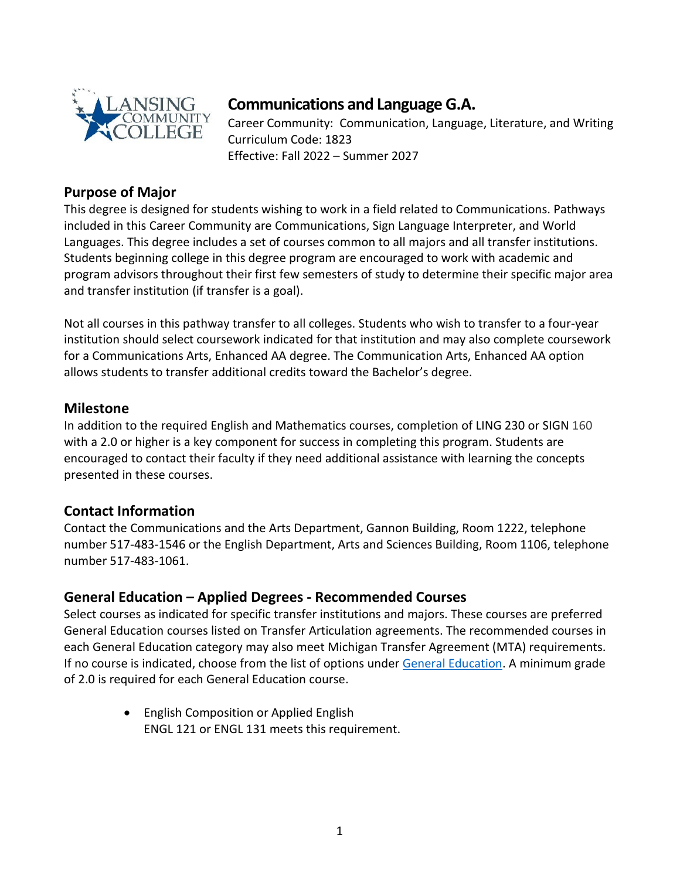# Communications and Language G.A.

Career Community: Communication, Language, Literature, and Writing
Curriculum Code: 1823
Effective: Fall 2022 – Summer 2027

## Purpose of Major

This degree is designed for students wishing to work in a field related to Communications. Pathways included in this Career Community are Communications, Sign Language Interpreter, and World Languages. This degree includes a set of courses common to all majors and all transfer institutions. Students beginning college in this degree program are encouraged to work with academic and program advisors throughout their first few semesters of study to determine their specific major area and transfer institution (if transfer is a goal).

Not all courses in this pathway transfer to all colleges. Students who wish to transfer to a four-year institution should select coursework indicated for that institution and may also complete coursework for a Communications Arts, Enhanced AA degree. The Communication Arts, Enhanced AA option allows students to transfer additional credits toward the Bachelor's degree.

## Milestone

In addition to the required English and Mathematics courses, completion of LING 230 or SIGN 160 with a 2.0 or higher is a key component for success in completing this program. Students are encouraged to contact their faculty if they need additional assistance with learning the concepts presented in these courses.

## Contact Information

Contact the Communications and the Arts Department, Gannon Building, Room 1222, telephone number 517-483-1546 or the English Department, Arts and Sciences Building, Room 1106, telephone number 517-483-1061.

## General Education – Applied Degrees - Recommended Courses

Select courses as indicated for specific transfer institutions and majors. These courses are preferred General Education courses listed on Transfer Articulation agreements. The recommended courses in each General Education category may also meet Michigan Transfer Agreement (MTA) requirements. If no course is indicated, choose from the list of options under General Education. A minimum grade of 2.0 is required for each General Education course.

- English Composition or Applied English
  ENGL 121 or ENGL 131 meets this requirement.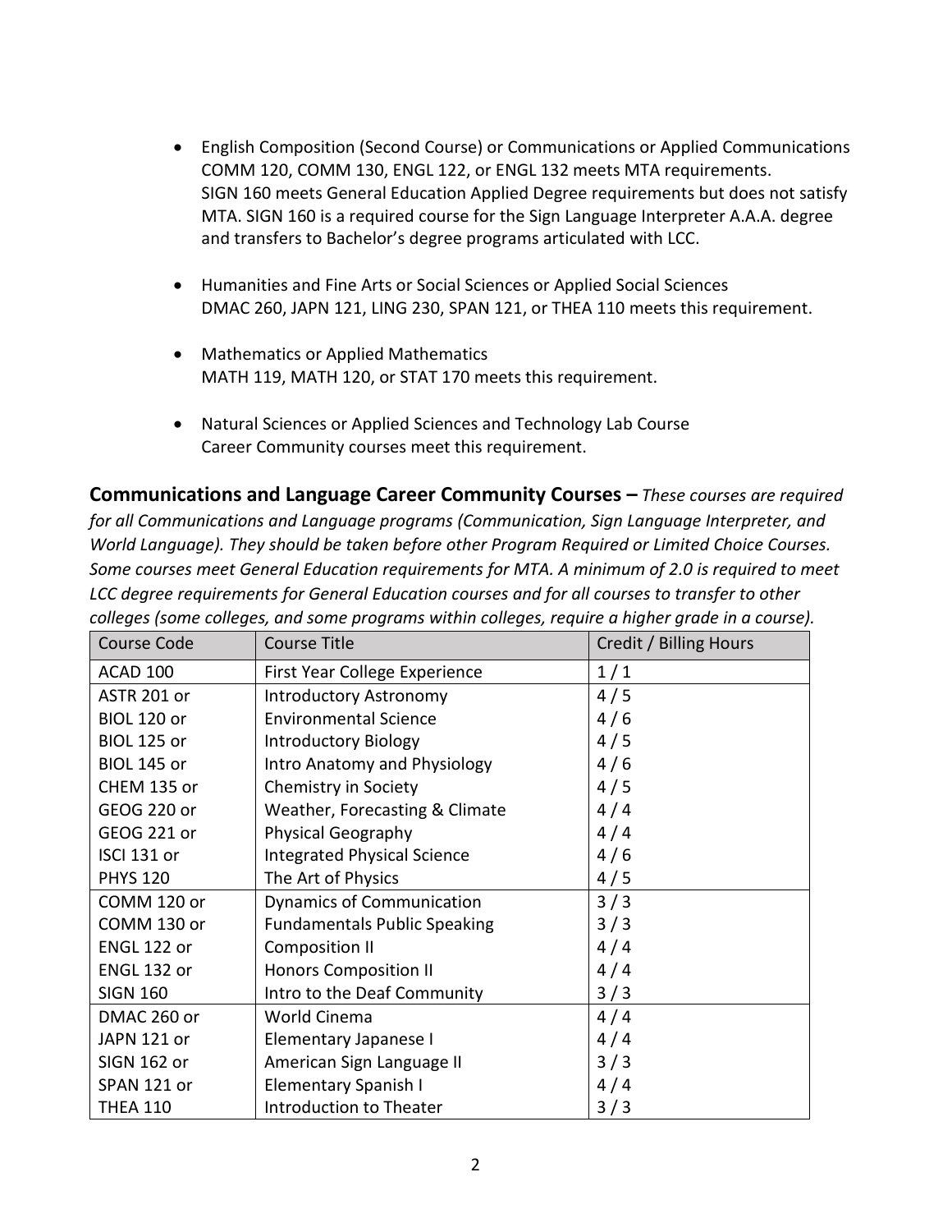- English Composition (Second Course) or Communications or Applied Communications
  COMM 120, COMM 130, ENGL 122, or ENGL 132 meets MTA requirements.
  SIGN 160 meets General Education Applied Degree requirements but does not satisfy MTA. SIGN 160 is a required course for the Sign Language Interpreter A.A.A. degree and transfers to Bachelor's degree programs articulated with LCC.

- Humanities and Fine Arts or Social Sciences or Applied Social Sciences
  DMAC 260, JAPN 121, LING 230, SPAN 121, or THEA 110 meets this requirement.

- Mathematics or Applied Mathematics
  MATH 119, MATH 120, or STAT 170 meets this requirement.

- Natural Sciences or Applied Sciences and Technology Lab Course
  Career Community courses meet this requirement.

**Communications and Language Career Community Courses –** *These courses are required for all Communications and Language programs (Communication, Sign Language Interpreter, and World Language). They should be taken before other Program Required or Limited Choice Courses. Some courses meet General Education requirements for MTA. A minimum of 2.0 is required to meet LCC degree requirements for General Education courses and for all courses to transfer to other colleges (some colleges, and some programs within colleges, require a higher grade in a course).*

| Course Code | Course Title | Credit / Billing Hours |
|---|---|---|
| ACAD 100 | First Year College Experience | 1 / 1 |
| ASTR 201 or | Introductory Astronomy | 4 / 5 |
| BIOL 120 or | Environmental Science | 4 / 6 |
| BIOL 125 or | Introductory Biology | 4 / 5 |
| BIOL 145 or | Intro Anatomy and Physiology | 4 / 6 |
| CHEM 135 or | Chemistry in Society | 4 / 5 |
| GEOG 220 or | Weather, Forecasting & Climate | 4 / 4 |
| GEOG 221 or | Physical Geography | 4 / 4 |
| ISCI 131 or | Integrated Physical Science | 4 / 6 |
| PHYS 120 | The Art of Physics | 4 / 5 |
| COMM 120 or | Dynamics of Communication | 3 / 3 |
| COMM 130 or | Fundamentals Public Speaking | 3 / 3 |
| ENGL 122 or | Composition II | 4 / 4 |
| ENGL 132 or | Honors Composition II | 4 / 4 |
| SIGN 160 | Intro to the Deaf Community | 3 / 3 |
| DMAC 260 or | World Cinema | 4 / 4 |
| JAPN 121 or | Elementary Japanese I | 4 / 4 |
| SIGN 162 or | American Sign Language II | 3 / 3 |
| SPAN 121 or | Elementary Spanish I | 4 / 4 |
| THEA 110 | Introduction to Theater | 3 / 3 |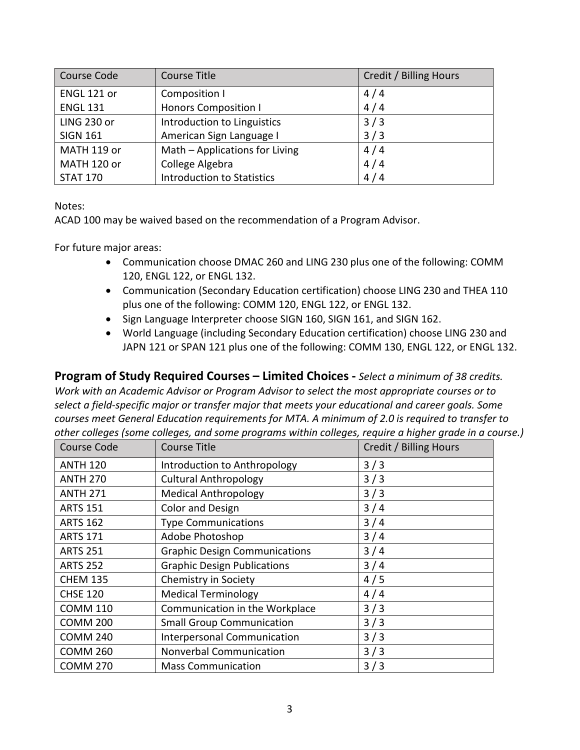| Course Code | Course Title | Credit / Billing Hours |
| --- | --- | --- |
| ENGL 121 or<br>ENGL 131 | Composition I<br>Honors Composition I | 4 / 4<br>4 / 4 |
| LING 230 or<br>SIGN 161 | Introduction to Linguistics<br>American Sign Language I | 3 / 3<br>3 / 3 |
| MATH 119 or<br>MATH 120 or<br>STAT 170 | Math – Applications for Living<br>College Algebra<br>Introduction to Statistics | 4 / 4<br>4 / 4<br>4 / 4 |

Notes:
ACAD 100 may be waived based on the recommendation of a Program Advisor.

For future major areas:

- Communication choose DMAC 260 and LING 230 plus one of the following: COMM 120, ENGL 122, or ENGL 132.
- Communication (Secondary Education certification) choose LING 230 and THEA 110 plus one of the following: COMM 120, ENGL 122, or ENGL 132.
- Sign Language Interpreter choose SIGN 160, SIGN 161, and SIGN 162.
- World Language (including Secondary Education certification) choose LING 230 and JAPN 121 or SPAN 121 plus one of the following: COMM 130, ENGL 122, or ENGL 132.

## Program of Study Required Courses – Limited Choices - *Select a minimum of 38 credits. Work with an Academic Advisor or Program Advisor to select the most appropriate courses or to select a field-specific major or transfer major that meets your educational and career goals. Some courses meet General Education requirements for MTA. A minimum of 2.0 is required to transfer to other colleges (some colleges, and some programs within colleges, require a higher grade in a course.)*

| Course Code | Course Title | Credit / Billing Hours |
| --- | --- | --- |
| ANTH 120 | Introduction to Anthropology | 3 / 3 |
| ANTH 270 | Cultural Anthropology | 3 / 3 |
| ANTH 271 | Medical Anthropology | 3 / 3 |
| ARTS 151 | Color and Design | 3 / 4 |
| ARTS 162 | Type Communications | 3 / 4 |
| ARTS 171 | Adobe Photoshop | 3 / 4 |
| ARTS 251 | Graphic Design Communications | 3 / 4 |
| ARTS 252 | Graphic Design Publications | 3 / 4 |
| CHEM 135 | Chemistry in Society | 4 / 5 |
| CHSE 120 | Medical Terminology | 4 / 4 |
| COMM 110 | Communication in the Workplace | 3 / 3 |
| COMM 200 | Small Group Communication | 3 / 3 |
| COMM 240 | Interpersonal Communication | 3 / 3 |
| COMM 260 | Nonverbal Communication | 3 / 3 |
| COMM 270 | Mass Communication | 3 / 3 |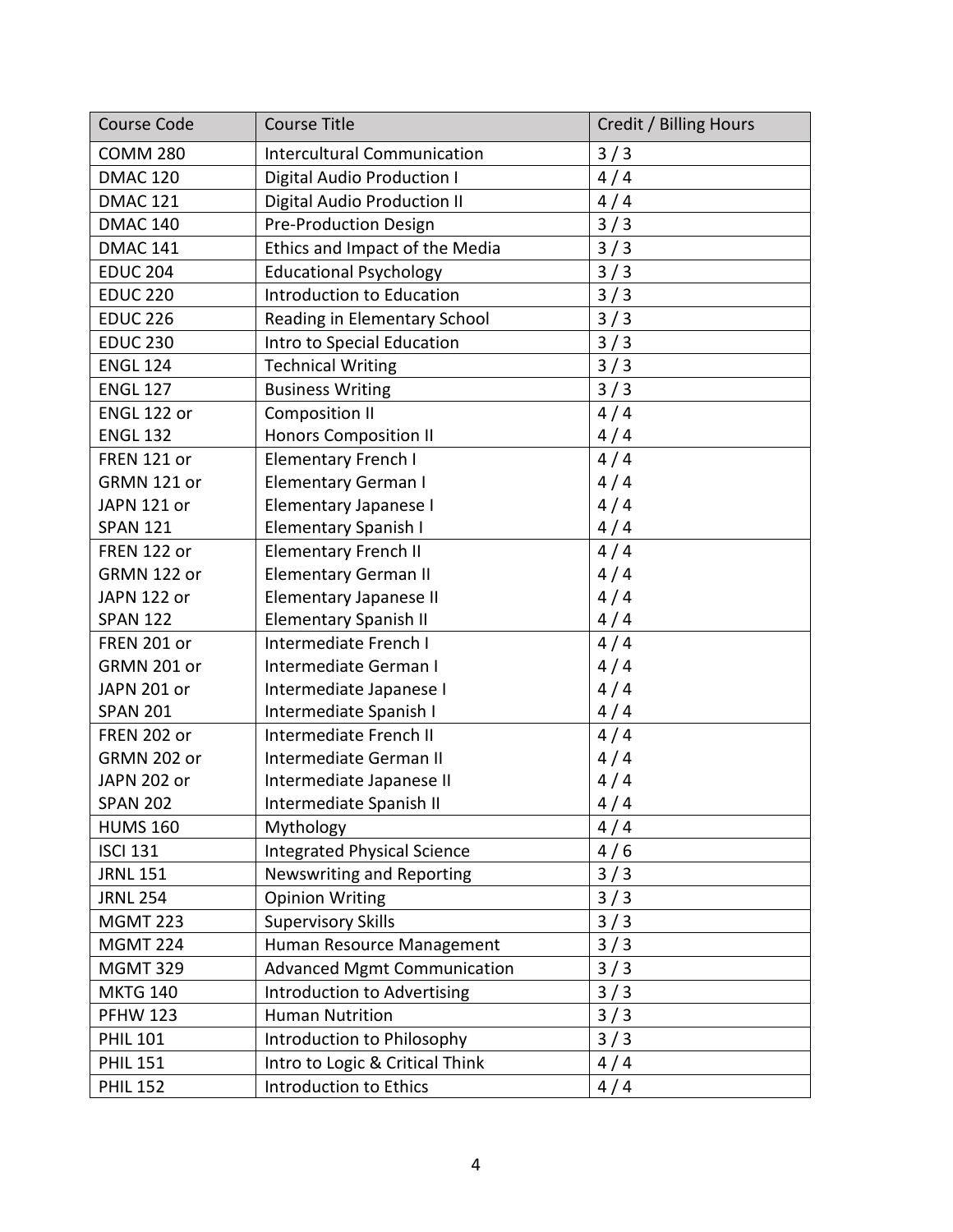| Course Code | Course Title | Credit / Billing Hours |
|---|---|---|
| COMM 280 | Intercultural Communication | 3 / 3 |
| DMAC 120 | Digital Audio Production I | 4 / 4 |
| DMAC 121 | Digital Audio Production II | 4 / 4 |
| DMAC 140 | Pre-Production Design | 3 / 3 |
| DMAC 141 | Ethics and Impact of the Media | 3 / 3 |
| EDUC 204 | Educational Psychology | 3 / 3 |
| EDUC 220 | Introduction to Education | 3 / 3 |
| EDUC 226 | Reading in Elementary School | 3 / 3 |
| EDUC 230 | Intro to Special Education | 3 / 3 |
| ENGL 124 | Technical Writing | 3 / 3 |
| ENGL 127 | Business Writing | 3 / 3 |
| ENGL 122 or<br>ENGL 132 | Composition II<br>Honors Composition II | 4 / 4<br>4 / 4 |
| FREN 121 or<br>GRMN 121 or<br>JAPN 121 or<br>SPAN 121 | Elementary French I<br>Elementary German I<br>Elementary Japanese I<br>Elementary Spanish I | 4 / 4<br>4 / 4<br>4 / 4<br>4 / 4 |
| FREN 122 or<br>GRMN 122 or<br>JAPN 122 or<br>SPAN 122 | Elementary French II<br>Elementary German II<br>Elementary Japanese II<br>Elementary Spanish II | 4 / 4<br>4 / 4<br>4 / 4<br>4 / 4 |
| FREN 201 or<br>GRMN 201 or<br>JAPN 201 or<br>SPAN 201 | Intermediate French I<br>Intermediate German I<br>Intermediate Japanese I<br>Intermediate Spanish I | 4 / 4<br>4 / 4<br>4 / 4<br>4 / 4 |
| FREN 202 or<br>GRMN 202 or<br>JAPN 202 or<br>SPAN 202 | Intermediate French II<br>Intermediate German II<br>Intermediate Japanese II<br>Intermediate Spanish II | 4 / 4<br>4 / 4<br>4 / 4<br>4 / 4 |
| HUMS 160 | Mythology | 4 / 4 |
| ISCI 131 | Integrated Physical Science | 4 / 6 |
| JRNL 151 | Newswriting and Reporting | 3 / 3 |
| JRNL 254 | Opinion Writing | 3 / 3 |
| MGMT 223 | Supervisory Skills | 3 / 3 |
| MGMT 224 | Human Resource Management | 3 / 3 |
| MGMT 329 | Advanced Mgmt Communication | 3 / 3 |
| MKTG 140 | Introduction to Advertising | 3 / 3 |
| PFHW 123 | Human Nutrition | 3 / 3 |
| PHIL 101 | Introduction to Philosophy | 3 / 3 |
| PHIL 151 | Intro to Logic & Critical Think | 4 / 4 |
| PHIL 152 | Introduction to Ethics | 4 / 4 |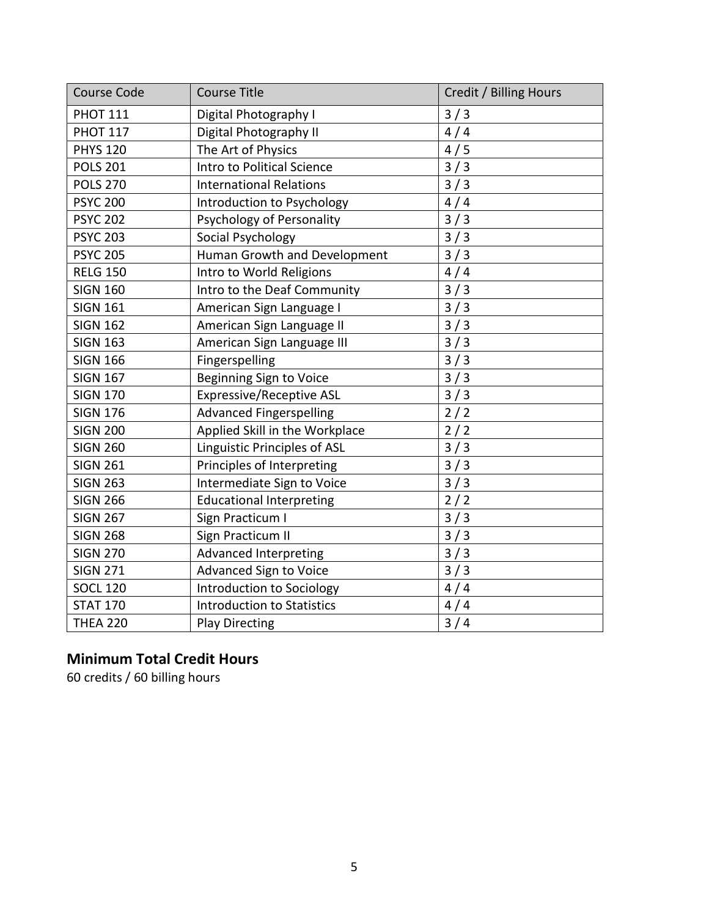| Course Code | Course Title | Credit / Billing Hours |
|---|---|---|
| PHOT 111 | Digital Photography I | 3 / 3 |
| PHOT 117 | Digital Photography II | 4 / 4 |
| PHYS 120 | The Art of Physics | 4 / 5 |
| POLS 201 | Intro to Political Science | 3 / 3 |
| POLS 270 | International Relations | 3 / 3 |
| PSYC 200 | Introduction to Psychology | 4 / 4 |
| PSYC 202 | Psychology of Personality | 3 / 3 |
| PSYC 203 | Social Psychology | 3 / 3 |
| PSYC 205 | Human Growth and Development | 3 / 3 |
| RELG 150 | Intro to World Religions | 4 / 4 |
| SIGN 160 | Intro to the Deaf Community | 3 / 3 |
| SIGN 161 | American Sign Language I | 3 / 3 |
| SIGN 162 | American Sign Language II | 3 / 3 |
| SIGN 163 | American Sign Language III | 3 / 3 |
| SIGN 166 | Fingerspelling | 3 / 3 |
| SIGN 167 | Beginning Sign to Voice | 3 / 3 |
| SIGN 170 | Expressive/Receptive ASL | 3 / 3 |
| SIGN 176 | Advanced Fingerspelling | 2 / 2 |
| SIGN 200 | Applied Skill in the Workplace | 2 / 2 |
| SIGN 260 | Linguistic Principles of ASL | 3 / 3 |
| SIGN 261 | Principles of Interpreting | 3 / 3 |
| SIGN 263 | Intermediate Sign to Voice | 3 / 3 |
| SIGN 266 | Educational Interpreting | 2 / 2 |
| SIGN 267 | Sign Practicum I | 3 / 3 |
| SIGN 268 | Sign Practicum II | 3 / 3 |
| SIGN 270 | Advanced Interpreting | 3 / 3 |
| SIGN 271 | Advanced Sign to Voice | 3 / 3 |
| SOCL 120 | Introduction to Sociology | 4 / 4 |
| STAT 170 | Introduction to Statistics | 4 / 4 |
| THEA 220 | Play Directing | 3 / 4 |

## Minimum Total Credit Hours

60 credits / 60 billing hours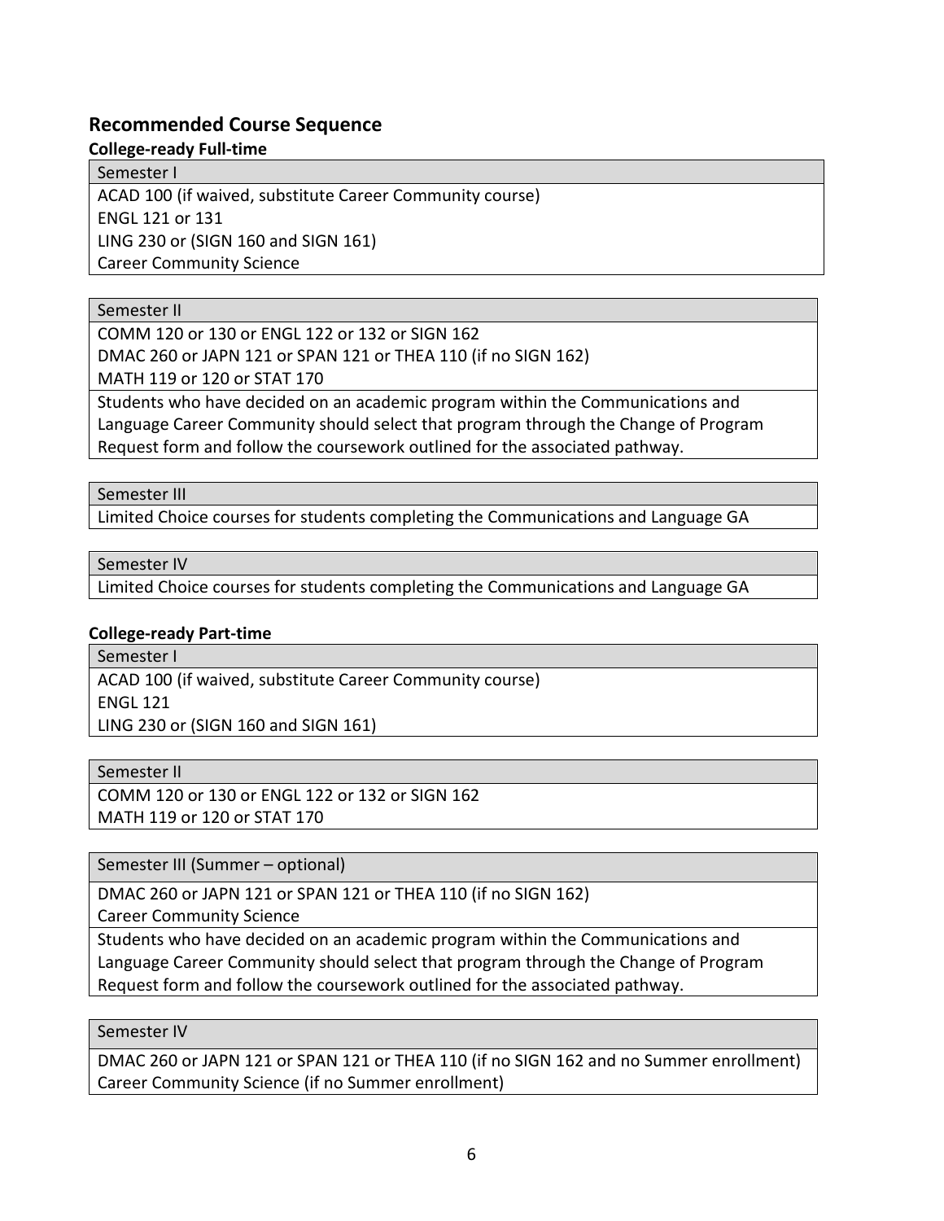## Recommended Course Sequence

### College-ready Full-time

| Semester I |
| --- |
| ACAD 100 (if waived, substitute Career Community course)<br>ENGL 121 or 131<br>LING 230 or (SIGN 160 and SIGN 161)<br>Career Community Science |

| Semester II |
| --- |
| COMM 120 or 130 or ENGL 122 or 132 or SIGN 162<br>DMAC 260 or JAPN 121 or SPAN 121 or THEA 110 (if no SIGN 162)<br>MATH 119 or 120 or STAT 170 |
| Students who have decided on an academic program within the Communications and Language Career Community should select that program through the Change of Program Request form and follow the coursework outlined for the associated pathway. |

| Semester III |
| --- |
| Limited Choice courses for students completing the Communications and Language GA |

| Semester IV |
| --- |
| Limited Choice courses for students completing the Communications and Language GA |

### College-ready Part-time

| Semester I |
| --- |
| ACAD 100 (if waived, substitute Career Community course)<br>ENGL 121<br>LING 230 or (SIGN 160 and SIGN 161) |

| Semester II |
| --- |
| COMM 120 or 130 or ENGL 122 or 132 or SIGN 162<br>MATH 119 or 120 or STAT 170 |

| Semester III (Summer – optional) |
| --- |
| DMAC 260 or JAPN 121 or SPAN 121 or THEA 110 (if no SIGN 162)<br>Career Community Science |
| Students who have decided on an academic program within the Communications and Language Career Community should select that program through the Change of Program Request form and follow the coursework outlined for the associated pathway. |

| Semester IV |
| --- |
| DMAC 260 or JAPN 121 or SPAN 121 or THEA 110 (if no SIGN 162 and no Summer enrollment)<br>Career Community Science (if no Summer enrollment) |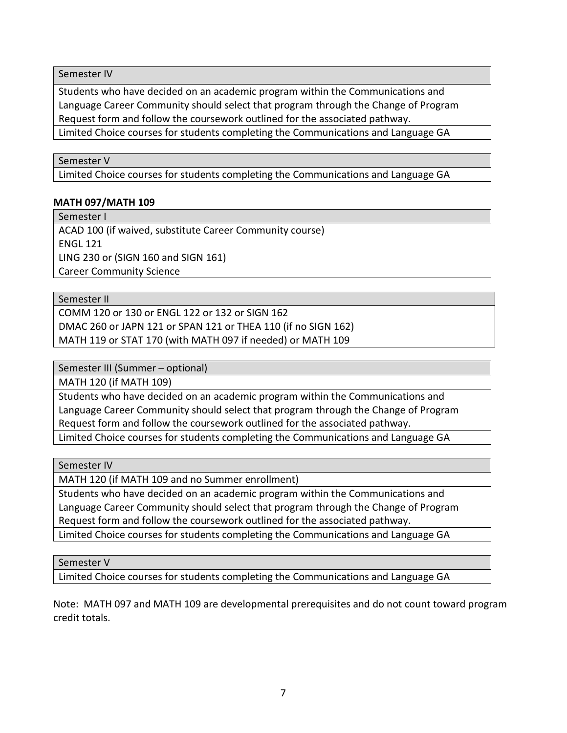| Semester IV |
| --- |
| Students who have decided on an academic program within the Communications and Language Career Community should select that program through the Change of Program Request form and follow the coursework outlined for the associated pathway. |
| Limited Choice courses for students completing the Communications and Language GA |

| Semester V |
| --- |
| Limited Choice courses for students completing the Communications and Language GA |

**MATH 097/MATH 109**

| Semester I |
| --- |
| ACAD 100 (if waived, substitute Career Community course)<br>ENGL 121<br>LING 230 or (SIGN 160 and SIGN 161)<br>Career Community Science |

| Semester II |
| --- |
| COMM 120 or 130 or ENGL 122 or 132 or SIGN 162<br>DMAC 260 or JAPN 121 or SPAN 121 or THEA 110 (if no SIGN 162)<br>MATH 119 or STAT 170 (with MATH 097 if needed) or MATH 109 |

| Semester III (Summer – optional) |
| --- |
| MATH 120 (if MATH 109) |
| Students who have decided on an academic program within the Communications and Language Career Community should select that program through the Change of Program Request form and follow the coursework outlined for the associated pathway. |
| Limited Choice courses for students completing the Communications and Language GA |

| Semester IV |
| --- |
| MATH 120 (if MATH 109 and no Summer enrollment) |
| Students who have decided on an academic program within the Communications and Language Career Community should select that program through the Change of Program Request form and follow the coursework outlined for the associated pathway. |
| Limited Choice courses for students completing the Communications and Language GA |

| Semester V |
| --- |
| Limited Choice courses for students completing the Communications and Language GA |

Note: MATH 097 and MATH 109 are developmental prerequisites and do not count toward program credit totals.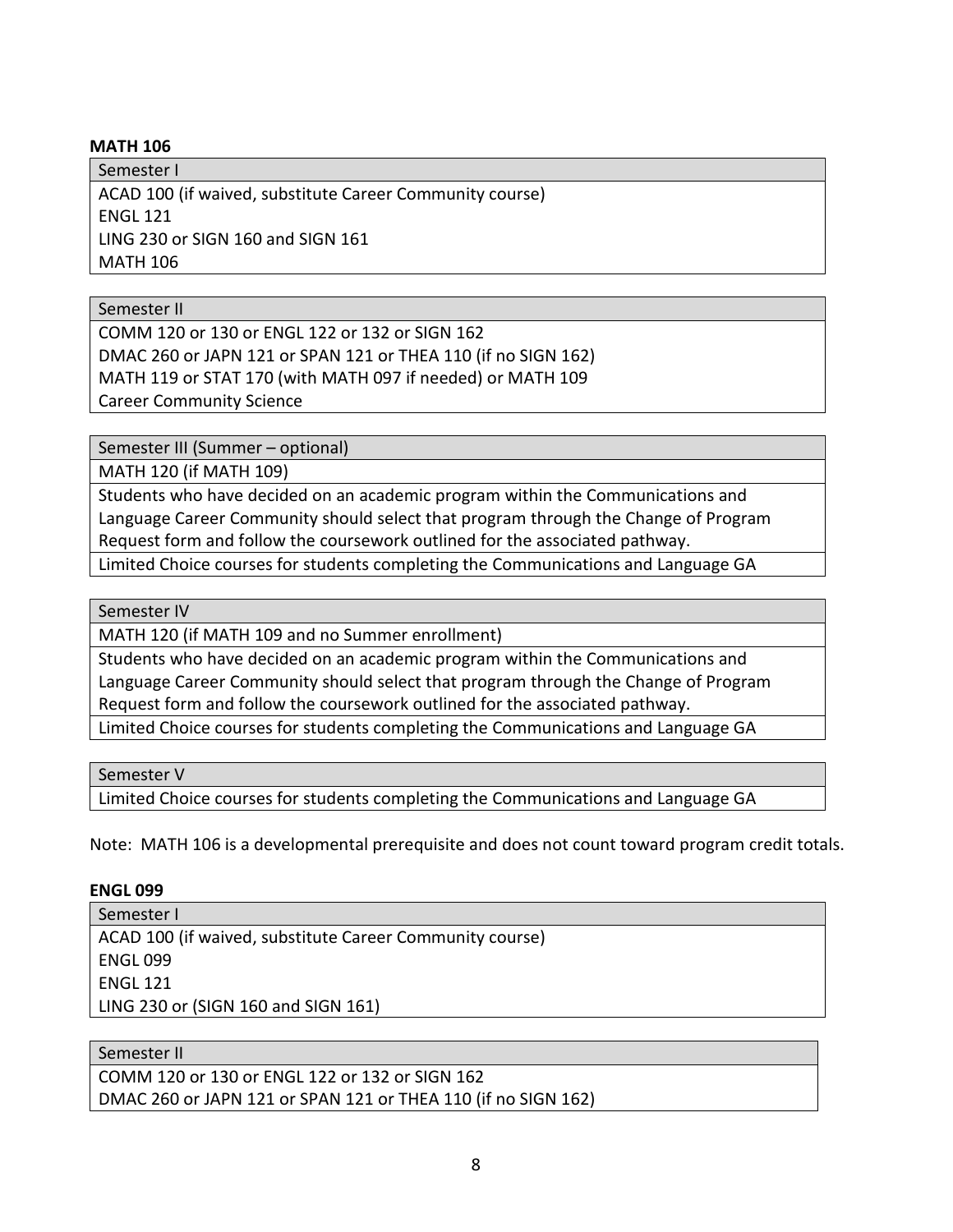**MATH 106**

| Semester I |
| --- |
| ACAD 100 (if waived, substitute Career Community course) |
| ENGL 121 |
| LING 230 or SIGN 160 and SIGN 161 |
| MATH 106 |

| Semester II |
| --- |
| COMM 120 or 130 or ENGL 122 or 132 or SIGN 162 |
| DMAC 260 or JAPN 121 or SPAN 121 or THEA 110 (if no SIGN 162) |
| MATH 119 or STAT 170 (with MATH 097 if needed) or MATH 109 |
| Career Community Science |

| Semester III (Summer – optional) |
| --- |
| MATH 120 (if MATH 109) |
| Students who have decided on an academic program within the Communications and Language Career Community should select that program through the Change of Program Request form and follow the coursework outlined for the associated pathway. |
| Limited Choice courses for students completing the Communications and Language GA |

| Semester IV |
| --- |
| MATH 120 (if MATH 109 and no Summer enrollment) |
| Students who have decided on an academic program within the Communications and Language Career Community should select that program through the Change of Program Request form and follow the coursework outlined for the associated pathway. |
| Limited Choice courses for students completing the Communications and Language GA |

| Semester V |
| --- |
| Limited Choice courses for students completing the Communications and Language GA |

Note: MATH 106 is a developmental prerequisite and does not count toward program credit totals.

**ENGL 099**

| Semester I |
| --- |
| ACAD 100 (if waived, substitute Career Community course) |
| ENGL 099 |
| ENGL 121 |
| LING 230 or (SIGN 160 and SIGN 161) |

| Semester II |
| --- |
| COMM 120 or 130 or ENGL 122 or 132 or SIGN 162 |
| DMAC 260 or JAPN 121 or SPAN 121 or THEA 110 (if no SIGN 162) |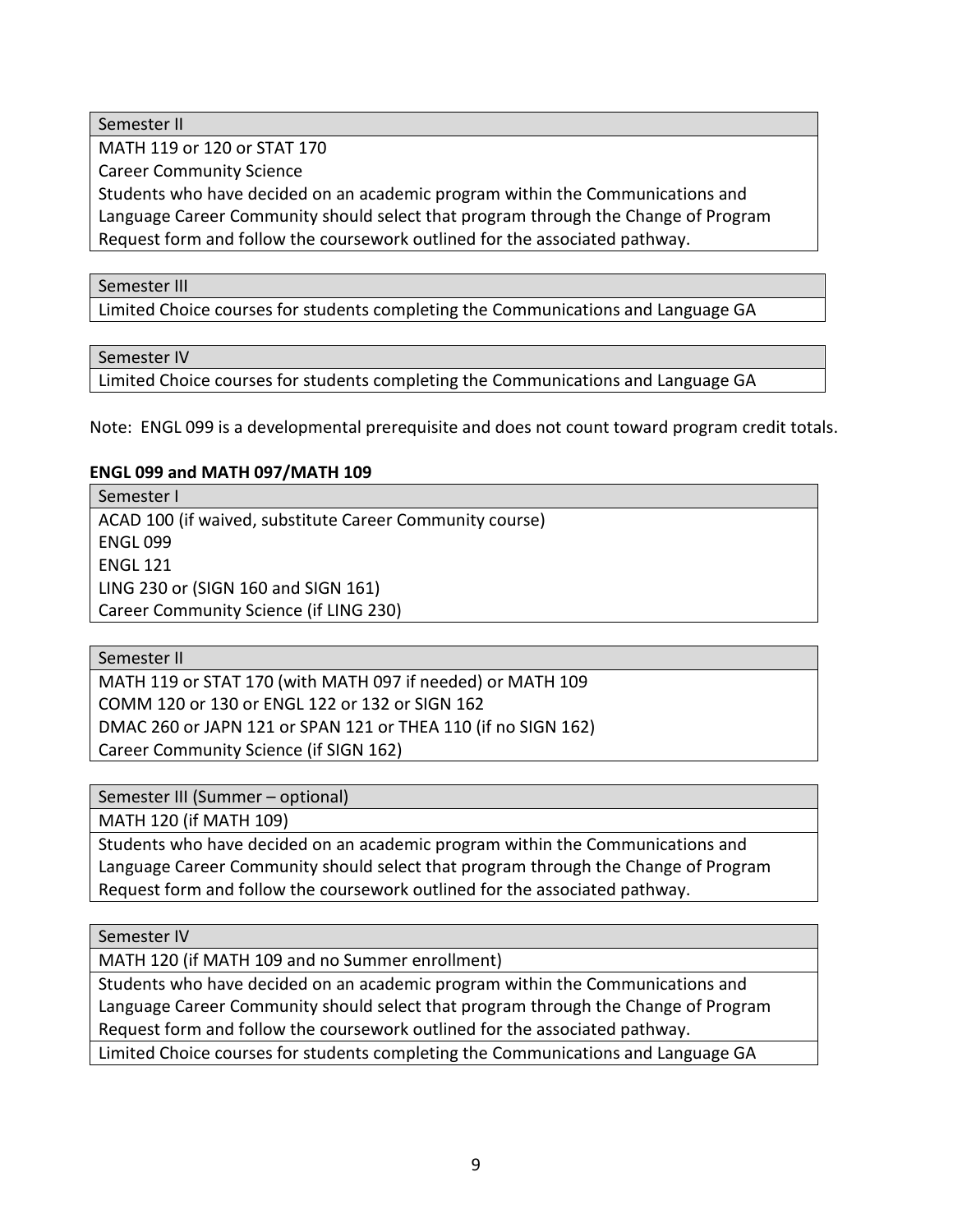| Semester II |
| --- |
| MATH 119 or 120 or STAT 170<br>Career Community Science<br>Students who have decided on an academic program within the Communications and Language Career Community should select that program through the Change of Program Request form and follow the coursework outlined for the associated pathway. |

| Semester III |
| --- |
| Limited Choice courses for students completing the Communications and Language GA |

| Semester IV |
| --- |
| Limited Choice courses for students completing the Communications and Language GA |

Note: ENGL 099 is a developmental prerequisite and does not count toward program credit totals.

**ENGL 099 and MATH 097/MATH 109**

| Semester I |
| --- |
| ACAD 100 (if waived, substitute Career Community course)<br>ENGL 099<br>ENGL 121<br>LING 230 or (SIGN 160 and SIGN 161)<br>Career Community Science (if LING 230) |

| Semester II |
| --- |
| MATH 119 or STAT 170 (with MATH 097 if needed) or MATH 109<br>COMM 120 or 130 or ENGL 122 or 132 or SIGN 162<br>DMAC 260 or JAPN 121 or SPAN 121 or THEA 110 (if no SIGN 162)<br>Career Community Science (if SIGN 162) |

| Semester III (Summer – optional) |
| --- |
| MATH 120 (if MATH 109) |
| Students who have decided on an academic program within the Communications and Language Career Community should select that program through the Change of Program Request form and follow the coursework outlined for the associated pathway. |

| Semester IV |
| --- |
| MATH 120 (if MATH 109 and no Summer enrollment) |
| Students who have decided on an academic program within the Communications and Language Career Community should select that program through the Change of Program Request form and follow the coursework outlined for the associated pathway. |
| Limited Choice courses for students completing the Communications and Language GA |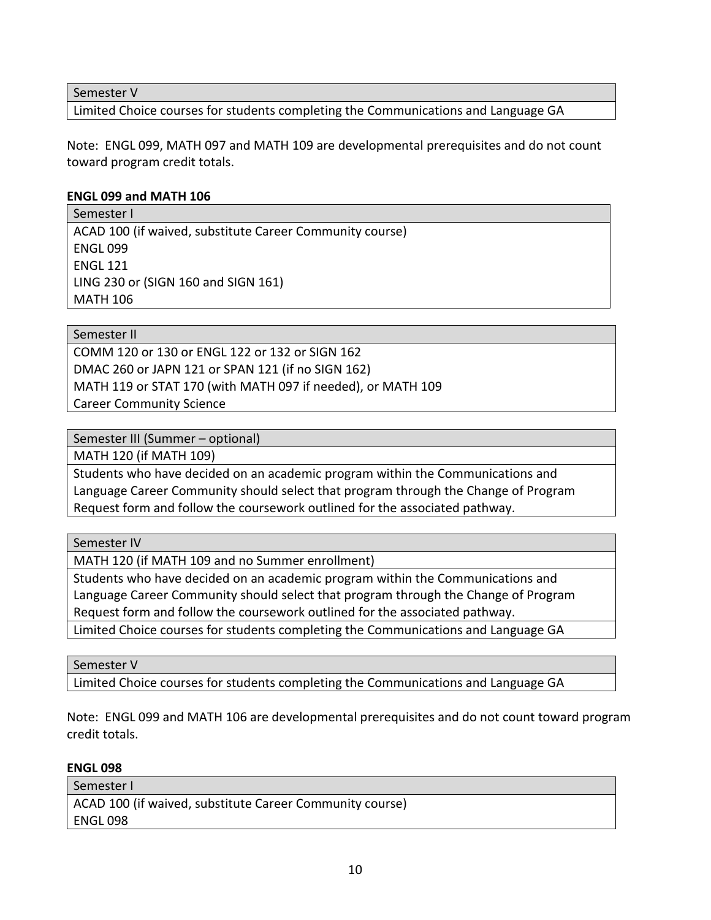| Semester V |
| --- |
| Limited Choice courses for students completing the Communications and Language GA |

Note: ENGL 099, MATH 097 and MATH 109 are developmental prerequisites and do not count toward program credit totals.

**ENGL 099 and MATH 106**

| Semester I |
| --- |
| ACAD 100 (if waived, substitute Career Community course)<br>ENGL 099<br>ENGL 121<br>LING 230 or (SIGN 160 and SIGN 161)<br>MATH 106 |

| Semester II |
| --- |
| COMM 120 or 130 or ENGL 122 or 132 or SIGN 162<br>DMAC 260 or JAPN 121 or SPAN 121 (if no SIGN 162)<br>MATH 119 or STAT 170 (with MATH 097 if needed), or MATH 109<br>Career Community Science |

| Semester III (Summer – optional) |
| --- |
| MATH 120 (if MATH 109) |
| Students who have decided on an academic program within the Communications and Language Career Community should select that program through the Change of Program Request form and follow the coursework outlined for the associated pathway. |

| Semester IV |
| --- |
| MATH 120 (if MATH 109 and no Summer enrollment) |
| Students who have decided on an academic program within the Communications and Language Career Community should select that program through the Change of Program Request form and follow the coursework outlined for the associated pathway. |
| Limited Choice courses for students completing the Communications and Language GA |

| Semester V |
| --- |
| Limited Choice courses for students completing the Communications and Language GA |

Note: ENGL 099 and MATH 106 are developmental prerequisites and do not count toward program credit totals.

**ENGL 098**

| Semester I |
| --- |
| ACAD 100 (if waived, substitute Career Community course)<br>ENGL 098 |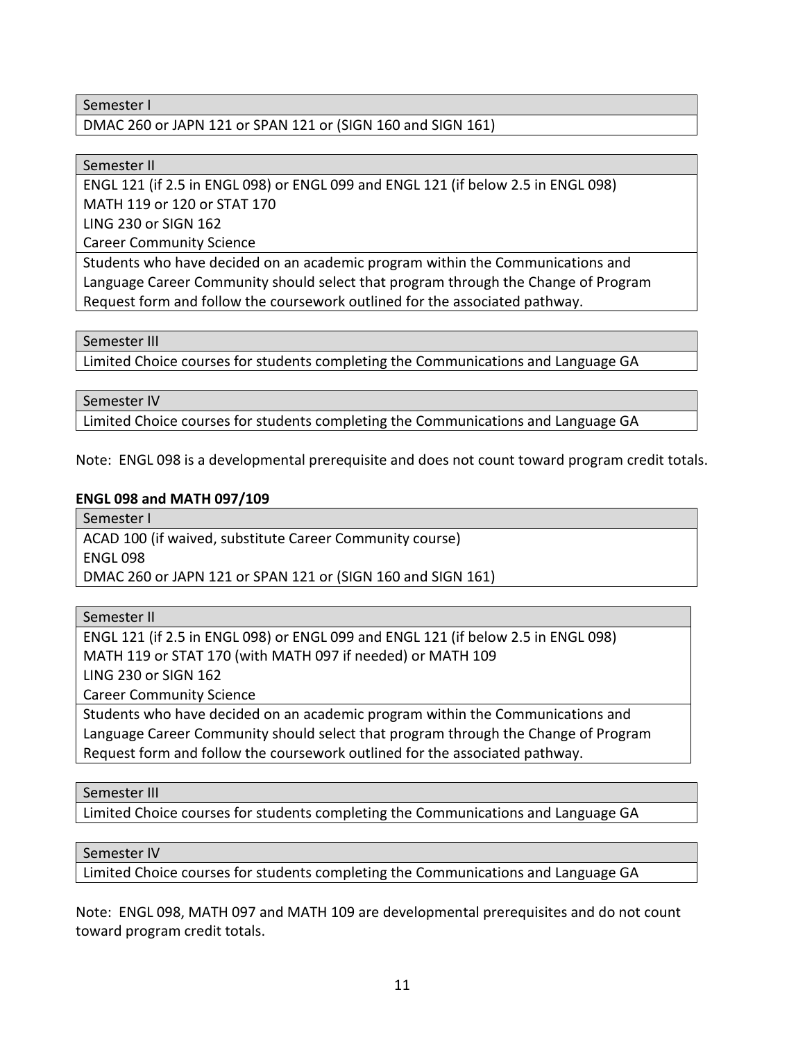| Semester I |
|---|
| DMAC 260 or JAPN 121 or SPAN 121 or (SIGN 160 and SIGN 161) |

| Semester II |
|---|
| ENGL 121 (if 2.5 in ENGL 098) or ENGL 099 and ENGL 121 (if below 2.5 in ENGL 098)<br>MATH 119 or 120 or STAT 170<br>LING 230 or SIGN 162<br>Career Community Science |
| Students who have decided on an academic program within the Communications and Language Career Community should select that program through the Change of Program Request form and follow the coursework outlined for the associated pathway. |

| Semester III |
|---|
| Limited Choice courses for students completing the Communications and Language GA |

| Semester IV |
|---|
| Limited Choice courses for students completing the Communications and Language GA |

Note: ENGL 098 is a developmental prerequisite and does not count toward program credit totals.

**ENGL 098 and MATH 097/109**

| Semester I |
|---|
| ACAD 100 (if waived, substitute Career Community course)<br>ENGL 098<br>DMAC 260 or JAPN 121 or SPAN 121 or (SIGN 160 and SIGN 161) |

| Semester II |
|---|
| ENGL 121 (if 2.5 in ENGL 098) or ENGL 099 and ENGL 121 (if below 2.5 in ENGL 098)<br>MATH 119 or STAT 170 (with MATH 097 if needed) or MATH 109<br>LING 230 or SIGN 162<br>Career Community Science |
| Students who have decided on an academic program within the Communications and Language Career Community should select that program through the Change of Program Request form and follow the coursework outlined for the associated pathway. |

| Semester III |
|---|
| Limited Choice courses for students completing the Communications and Language GA |

| Semester IV |
|---|
| Limited Choice courses for students completing the Communications and Language GA |

Note: ENGL 098, MATH 097 and MATH 109 are developmental prerequisites and do not count toward program credit totals.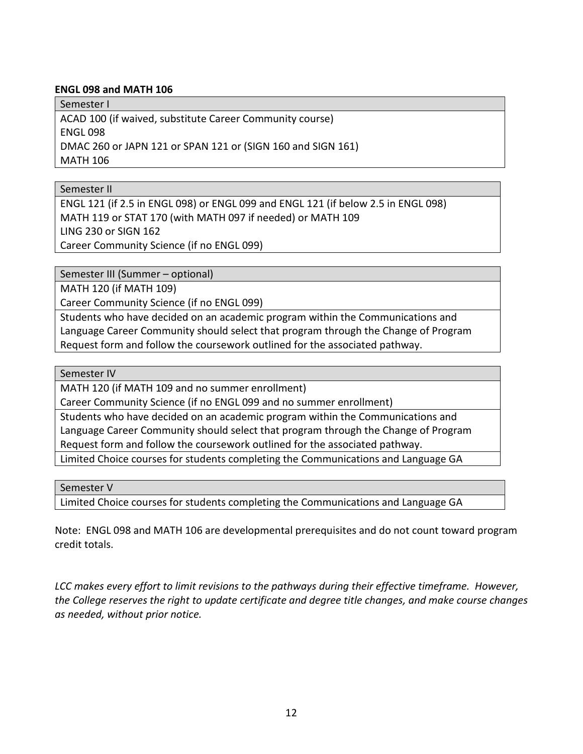**ENGL 098 and MATH 106**

| Semester I |
| --- |
| ACAD 100 (if waived, substitute Career Community course)<br>ENGL 098<br>DMAC 260 or JAPN 121 or SPAN 121 or (SIGN 160 and SIGN 161)<br>MATH 106 |

| Semester II |
| --- |
| ENGL 121 (if 2.5 in ENGL 098) or ENGL 099 and ENGL 121 (if below 2.5 in ENGL 098)<br>MATH 119 or STAT 170 (with MATH 097 if needed) or MATH 109<br>LING 230 or SIGN 162<br>Career Community Science (if no ENGL 099) |

| Semester III (Summer – optional) |
| --- |
| MATH 120 (if MATH 109)<br>Career Community Science (if no ENGL 099) |
| Students who have decided on an academic program within the Communications and Language Career Community should select that program through the Change of Program Request form and follow the coursework outlined for the associated pathway. |

| Semester IV |
| --- |
| MATH 120 (if MATH 109 and no summer enrollment)<br>Career Community Science (if no ENGL 099 and no summer enrollment) |
| Students who have decided on an academic program within the Communications and Language Career Community should select that program through the Change of Program Request form and follow the coursework outlined for the associated pathway. |
| Limited Choice courses for students completing the Communications and Language GA |

| Semester V |
| --- |
| Limited Choice courses for students completing the Communications and Language GA |

Note: ENGL 098 and MATH 106 are developmental prerequisites and do not count toward program credit totals.

*LCC makes every effort to limit revisions to the pathways during their effective timeframe. However, the College reserves the right to update certificate and degree title changes, and make course changes as needed, without prior notice.*